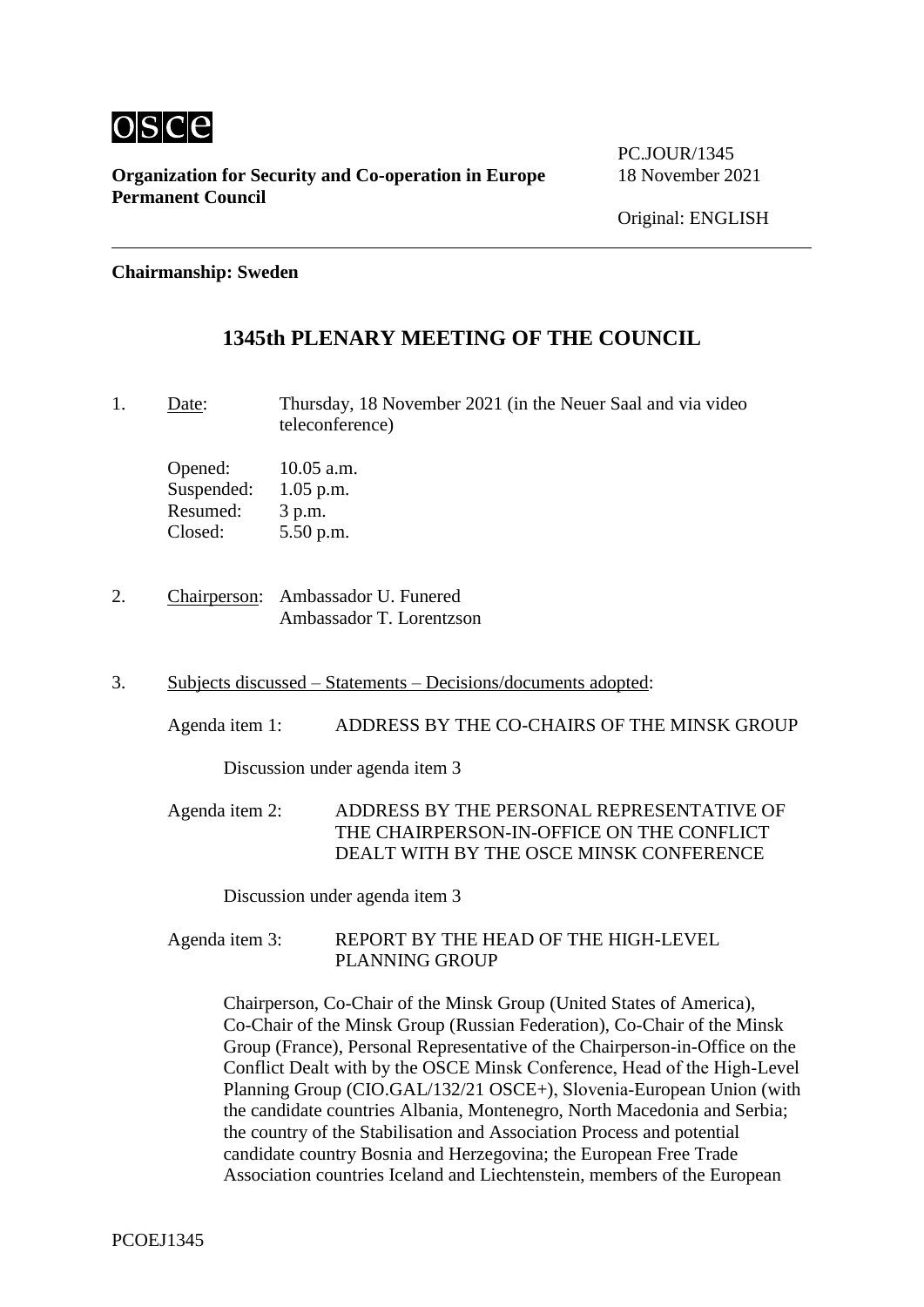osce

**Organization for Security and Co-operation in Europe**
**Permanent Council**

PC.JOUR/1345
18 November 2021

Original: ENGLISH

**Chairmanship: Sweden**

## 1345th PLENARY MEETING OF THE COUNCIL

1. Date: Thursday, 18 November 2021 (in the Neuer Saal and via video teleconference)

   Opened: 10.05 a.m.
   Suspended: 1.05 p.m.
   Resumed: 3 p.m.
   Closed: 5.50 p.m.

2. Chairperson: Ambassador U. Funered
   Ambassador T. Lorentzson

3. Subjects discussed – Statements – Decisions/documents adopted:

   Agenda item 1: ADDRESS BY THE CO-CHAIRS OF THE MINSK GROUP

   Discussion under agenda item 3

   Agenda item 2: ADDRESS BY THE PERSONAL REPRESENTATIVE OF THE CHAIRPERSON-IN-OFFICE ON THE CONFLICT DEALT WITH BY THE OSCE MINSK CONFERENCE

   Discussion under agenda item 3

   Agenda item 3: REPORT BY THE HEAD OF THE HIGH-LEVEL PLANNING GROUP

   Chairperson, Co-Chair of the Minsk Group (United States of America), Co-Chair of the Minsk Group (Russian Federation), Co-Chair of the Minsk Group (France), Personal Representative of the Chairperson-in-Office on the Conflict Dealt with by the OSCE Minsk Conference, Head of the High-Level Planning Group (CIO.GAL/132/21 OSCE+), Slovenia-European Union (with the candidate countries Albania, Montenegro, North Macedonia and Serbia; the country of the Stabilisation and Association Process and potential candidate country Bosnia and Herzegovina; the European Free Trade Association countries Iceland and Liechtenstein, members of the European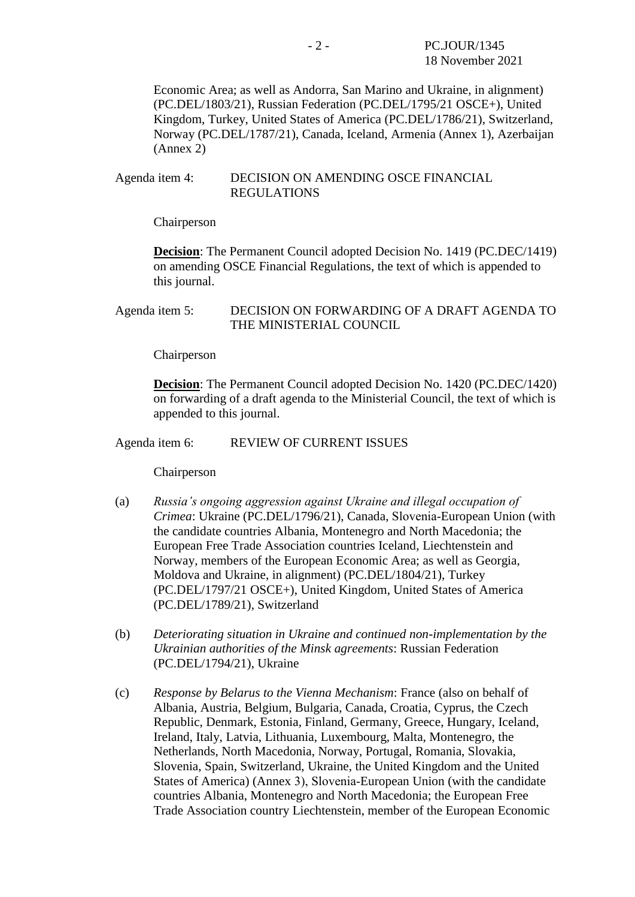Economic Area; as well as Andorra, San Marino and Ukraine, in alignment) (PC.DEL/1803/21), Russian Federation (PC.DEL/1795/21 OSCE+), United Kingdom, Turkey, United States of America (PC.DEL/1786/21), Switzerland, Norway (PC.DEL/1787/21), Canada, Iceland, Armenia (Annex 1), Azerbaijan (Annex 2)

Agenda item 4: DECISION ON AMENDING OSCE FINANCIAL REGULATIONS

Chairperson

**Decision**: The Permanent Council adopted Decision No. 1419 (PC.DEC/1419) on amending OSCE Financial Regulations, the text of which is appended to this journal.

Agenda item 5: DECISION ON FORWARDING OF A DRAFT AGENDA TO THE MINISTERIAL COUNCIL

Chairperson

**Decision**: The Permanent Council adopted Decision No. 1420 (PC.DEC/1420) on forwarding of a draft agenda to the Ministerial Council, the text of which is appended to this journal.

Agenda item 6: REVIEW OF CURRENT ISSUES

Chairperson

(a) *Russia's ongoing aggression against Ukraine and illegal occupation of Crimea*: Ukraine (PC.DEL/1796/21), Canada, Slovenia-European Union (with the candidate countries Albania, Montenegro and North Macedonia; the European Free Trade Association countries Iceland, Liechtenstein and Norway, members of the European Economic Area; as well as Georgia, Moldova and Ukraine, in alignment) (PC.DEL/1804/21), Turkey (PC.DEL/1797/21 OSCE+), United Kingdom, United States of America (PC.DEL/1789/21), Switzerland

(b) *Deteriorating situation in Ukraine and continued non-implementation by the Ukrainian authorities of the Minsk agreements*: Russian Federation (PC.DEL/1794/21), Ukraine

(c) *Response by Belarus to the Vienna Mechanism*: France (also on behalf of Albania, Austria, Belgium, Bulgaria, Canada, Croatia, Cyprus, the Czech Republic, Denmark, Estonia, Finland, Germany, Greece, Hungary, Iceland, Ireland, Italy, Latvia, Lithuania, Luxembourg, Malta, Montenegro, the Netherlands, North Macedonia, Norway, Portugal, Romania, Slovakia, Slovenia, Spain, Switzerland, Ukraine, the United Kingdom and the United States of America) (Annex 3), Slovenia-European Union (with the candidate countries Albania, Montenegro and North Macedonia; the European Free Trade Association country Liechtenstein, member of the European Economic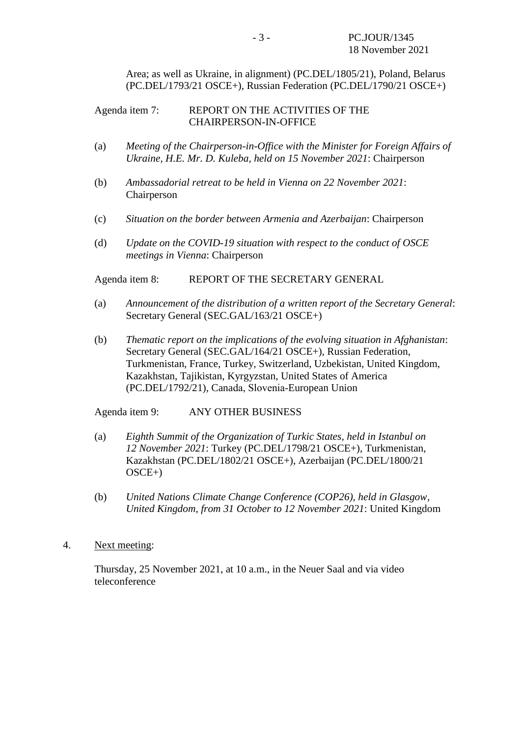Area; as well as Ukraine, in alignment) (PC.DEL/1805/21), Poland, Belarus (PC.DEL/1793/21 OSCE+), Russian Federation (PC.DEL/1790/21 OSCE+)

Agenda item 7: REPORT ON THE ACTIVITIES OF THE CHAIRPERSON-IN-OFFICE

(a) *Meeting of the Chairperson-in-Office with the Minister for Foreign Affairs of Ukraine, H.E. Mr. D. Kuleba, held on 15 November 2021*: Chairperson

(b) *Ambassadorial retreat to be held in Vienna on 22 November 2021*: Chairperson

(c) *Situation on the border between Armenia and Azerbaijan*: Chairperson

(d) *Update on the COVID-19 situation with respect to the conduct of OSCE meetings in Vienna*: Chairperson

Agenda item 8: REPORT OF THE SECRETARY GENERAL

(a) *Announcement of the distribution of a written report of the Secretary General*: Secretary General (SEC.GAL/163/21 OSCE+)

(b) *Thematic report on the implications of the evolving situation in Afghanistan*: Secretary General (SEC.GAL/164/21 OSCE+), Russian Federation, Turkmenistan, France, Turkey, Switzerland, Uzbekistan, United Kingdom, Kazakhstan, Tajikistan, Kyrgyzstan, United States of America (PC.DEL/1792/21), Canada, Slovenia-European Union

Agenda item 9: ANY OTHER BUSINESS

(a) *Eighth Summit of the Organization of Turkic States, held in Istanbul on 12 November 2021*: Turkey (PC.DEL/1798/21 OSCE+), Turkmenistan, Kazakhstan (PC.DEL/1802/21 OSCE+), Azerbaijan (PC.DEL/1800/21 OSCE+)

(b) *United Nations Climate Change Conference (COP26), held in Glasgow, United Kingdom, from 31 October to 12 November 2021*: United Kingdom

4. Next meeting:

Thursday, 25 November 2021, at 10 a.m., in the Neuer Saal and via video teleconference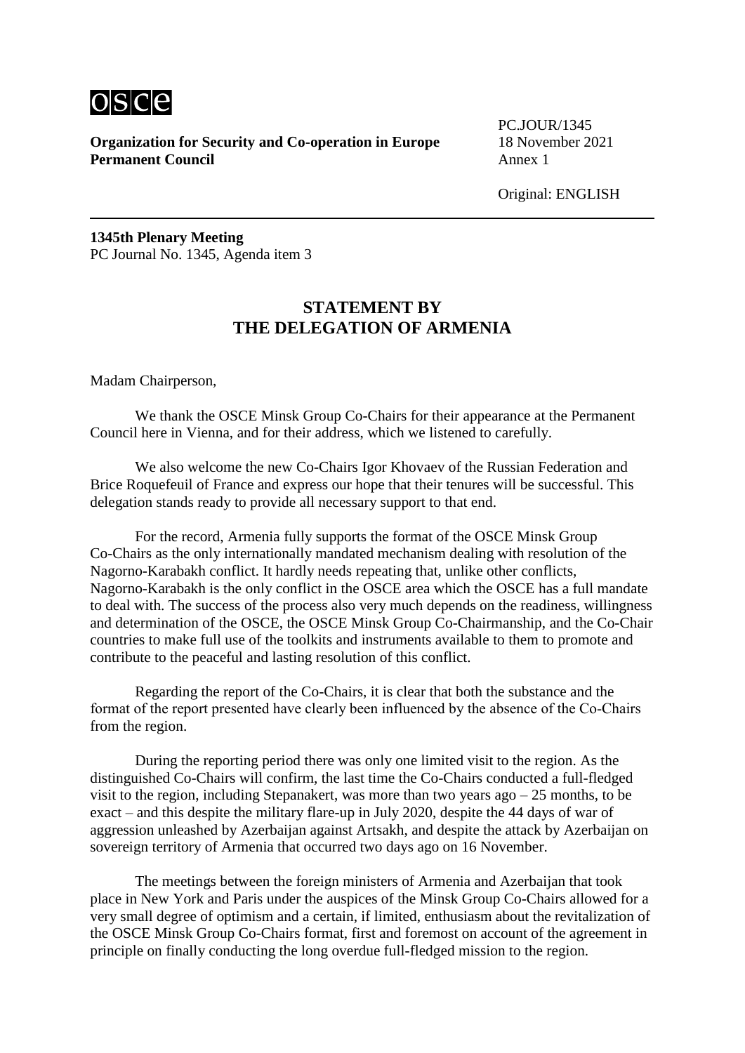**Organization for Security and Co-operation in Europe**
**Permanent Council**

PC.JOUR/1345
18 November 2021
Annex 1

Original: ENGLISH

**1345th Plenary Meeting**
PC Journal No. 1345, Agenda item 3

## STATEMENT BY THE DELEGATION OF ARMENIA

Madam Chairperson,

We thank the OSCE Minsk Group Co-Chairs for their appearance at the Permanent Council here in Vienna, and for their address, which we listened to carefully.

We also welcome the new Co-Chairs Igor Khovaev of the Russian Federation and Brice Roquefeuil of France and express our hope that their tenures will be successful. This delegation stands ready to provide all necessary support to that end.

For the record, Armenia fully supports the format of the OSCE Minsk Group Co-Chairs as the only internationally mandated mechanism dealing with resolution of the Nagorno-Karabakh conflict. It hardly needs repeating that, unlike other conflicts, Nagorno-Karabakh is the only conflict in the OSCE area which the OSCE has a full mandate to deal with. The success of the process also very much depends on the readiness, willingness and determination of the OSCE, the OSCE Minsk Group Co-Chairmanship, and the Co-Chair countries to make full use of the toolkits and instruments available to them to promote and contribute to the peaceful and lasting resolution of this conflict.

Regarding the report of the Co-Chairs, it is clear that both the substance and the format of the report presented have clearly been influenced by the absence of the Co-Chairs from the region.

During the reporting period there was only one limited visit to the region. As the distinguished Co-Chairs will confirm, the last time the Co-Chairs conducted a full-fledged visit to the region, including Stepanakert, was more than two years ago – 25 months, to be exact – and this despite the military flare-up in July 2020, despite the 44 days of war of aggression unleashed by Azerbaijan against Artsakh, and despite the attack by Azerbaijan on sovereign territory of Armenia that occurred two days ago on 16 November.

The meetings between the foreign ministers of Armenia and Azerbaijan that took place in New York and Paris under the auspices of the Minsk Group Co-Chairs allowed for a very small degree of optimism and a certain, if limited, enthusiasm about the revitalization of the OSCE Minsk Group Co-Chairs format, first and foremost on account of the agreement in principle on finally conducting the long overdue full-fledged mission to the region.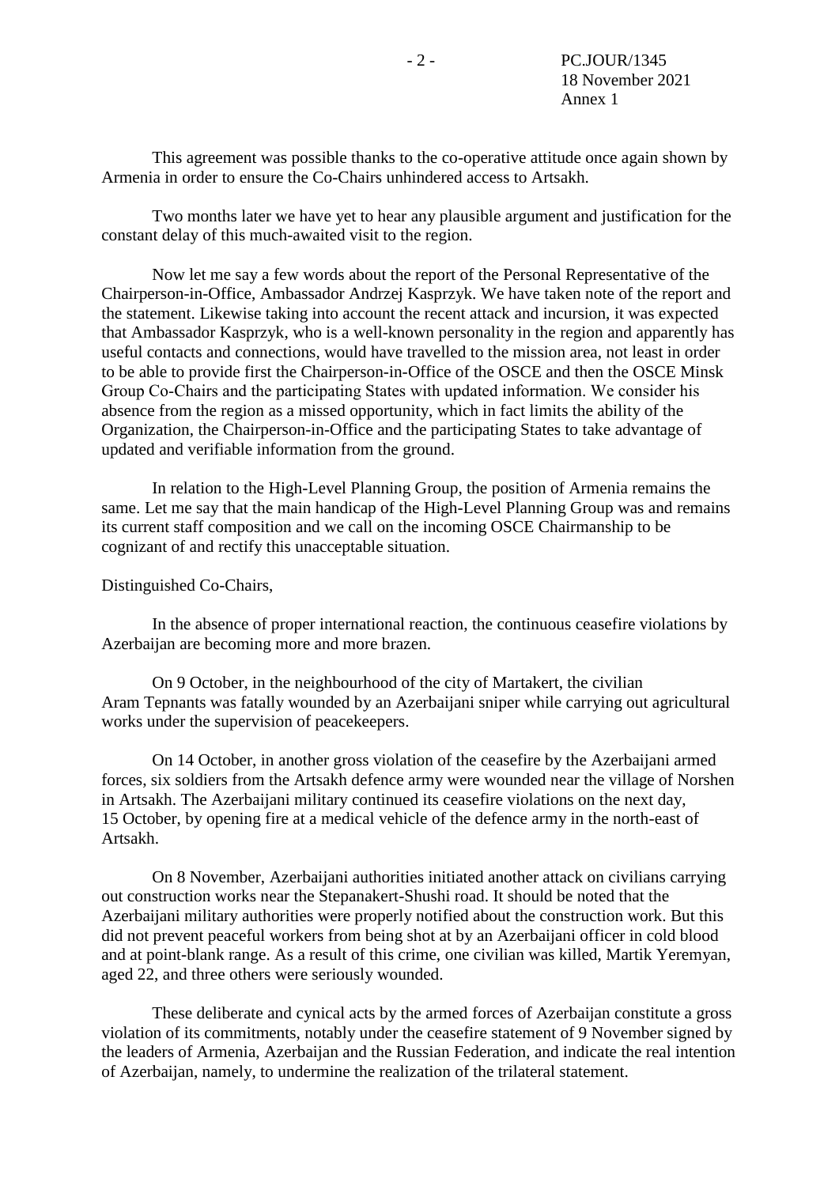This agreement was possible thanks to the co-operative attitude once again shown by Armenia in order to ensure the Co-Chairs unhindered access to Artsakh.

Two months later we have yet to hear any plausible argument and justification for the constant delay of this much-awaited visit to the region.

Now let me say a few words about the report of the Personal Representative of the Chairperson-in-Office, Ambassador Andrzej Kasprzyk. We have taken note of the report and the statement. Likewise taking into account the recent attack and incursion, it was expected that Ambassador Kasprzyk, who is a well-known personality in the region and apparently has useful contacts and connections, would have travelled to the mission area, not least in order to be able to provide first the Chairperson-in-Office of the OSCE and then the OSCE Minsk Group Co-Chairs and the participating States with updated information. We consider his absence from the region as a missed opportunity, which in fact limits the ability of the Organization, the Chairperson-in-Office and the participating States to take advantage of updated and verifiable information from the ground.

In relation to the High-Level Planning Group, the position of Armenia remains the same. Let me say that the main handicap of the High-Level Planning Group was and remains its current staff composition and we call on the incoming OSCE Chairmanship to be cognizant of and rectify this unacceptable situation.

Distinguished Co-Chairs,

In the absence of proper international reaction, the continuous ceasefire violations by Azerbaijan are becoming more and more brazen.

On 9 October, in the neighbourhood of the city of Martakert, the civilian Aram Tepnants was fatally wounded by an Azerbaijani sniper while carrying out agricultural works under the supervision of peacekeepers.

On 14 October, in another gross violation of the ceasefire by the Azerbaijani armed forces, six soldiers from the Artsakh defence army were wounded near the village of Norshen in Artsakh. The Azerbaijani military continued its ceasefire violations on the next day, 15 October, by opening fire at a medical vehicle of the defence army in the north-east of Artsakh.

On 8 November, Azerbaijani authorities initiated another attack on civilians carrying out construction works near the Stepanakert-Shushi road. It should be noted that the Azerbaijani military authorities were properly notified about the construction work. But this did not prevent peaceful workers from being shot at by an Azerbaijani officer in cold blood and at point-blank range. As a result of this crime, one civilian was killed, Martik Yeremyan, aged 22, and three others were seriously wounded.

These deliberate and cynical acts by the armed forces of Azerbaijan constitute a gross violation of its commitments, notably under the ceasefire statement of 9 November signed by the leaders of Armenia, Azerbaijan and the Russian Federation, and indicate the real intention of Azerbaijan, namely, to undermine the realization of the trilateral statement.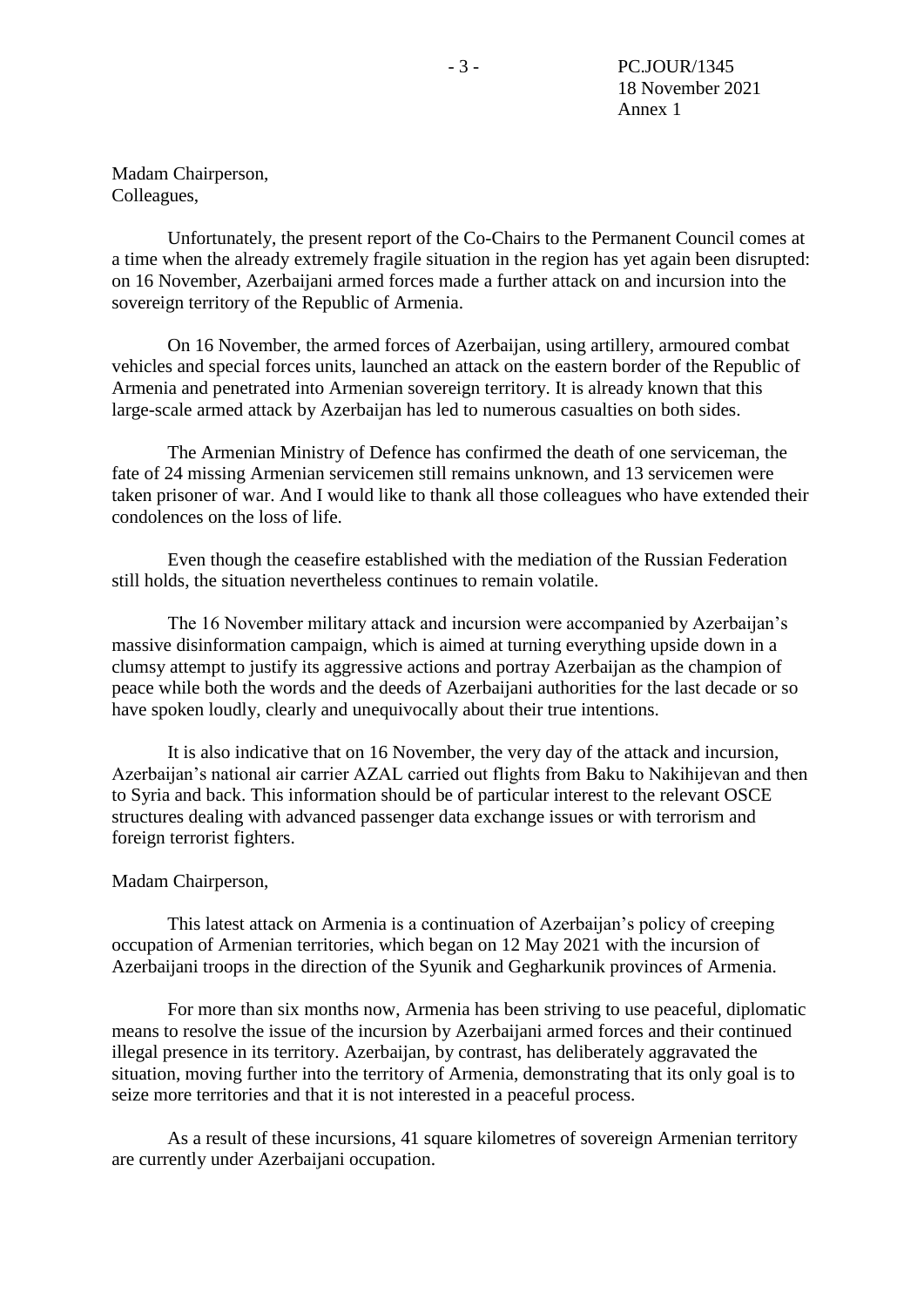Madam Chairperson,
Colleagues,

Unfortunately, the present report of the Co-Chairs to the Permanent Council comes at a time when the already extremely fragile situation in the region has yet again been disrupted: on 16 November, Azerbaijani armed forces made a further attack on and incursion into the sovereign territory of the Republic of Armenia.

On 16 November, the armed forces of Azerbaijan, using artillery, armoured combat vehicles and special forces units, launched an attack on the eastern border of the Republic of Armenia and penetrated into Armenian sovereign territory. It is already known that this large-scale armed attack by Azerbaijan has led to numerous casualties on both sides.

The Armenian Ministry of Defence has confirmed the death of one serviceman, the fate of 24 missing Armenian servicemen still remains unknown, and 13 servicemen were taken prisoner of war. And I would like to thank all those colleagues who have extended their condolences on the loss of life.

Even though the ceasefire established with the mediation of the Russian Federation still holds, the situation nevertheless continues to remain volatile.

The 16 November military attack and incursion were accompanied by Azerbaijan's massive disinformation campaign, which is aimed at turning everything upside down in a clumsy attempt to justify its aggressive actions and portray Azerbaijan as the champion of peace while both the words and the deeds of Azerbaijani authorities for the last decade or so have spoken loudly, clearly and unequivocally about their true intentions.

It is also indicative that on 16 November, the very day of the attack and incursion, Azerbaijan's national air carrier AZAL carried out flights from Baku to Nakihijevan and then to Syria and back. This information should be of particular interest to the relevant OSCE structures dealing with advanced passenger data exchange issues or with terrorism and foreign terrorist fighters.

Madam Chairperson,

This latest attack on Armenia is a continuation of Azerbaijan's policy of creeping occupation of Armenian territories, which began on 12 May 2021 with the incursion of Azerbaijani troops in the direction of the Syunik and Gegharkunik provinces of Armenia.

For more than six months now, Armenia has been striving to use peaceful, diplomatic means to resolve the issue of the incursion by Azerbaijani armed forces and their continued illegal presence in its territory. Azerbaijan, by contrast, has deliberately aggravated the situation, moving further into the territory of Armenia, demonstrating that its only goal is to seize more territories and that it is not interested in a peaceful process.

As a result of these incursions, 41 square kilometres of sovereign Armenian territory are currently under Azerbaijani occupation.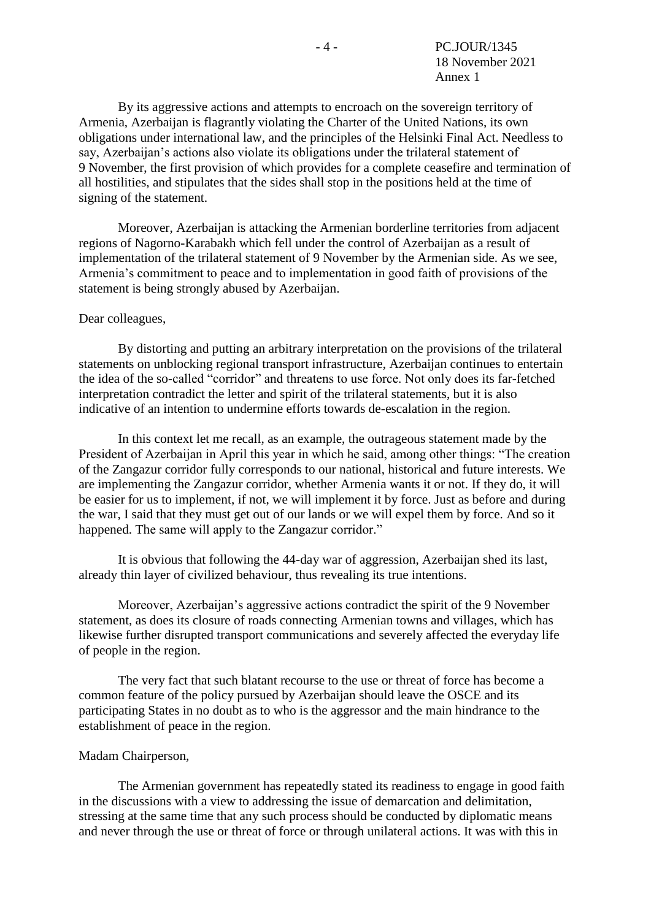By its aggressive actions and attempts to encroach on the sovereign territory of Armenia, Azerbaijan is flagrantly violating the Charter of the United Nations, its own obligations under international law, and the principles of the Helsinki Final Act. Needless to say, Azerbaijan's actions also violate its obligations under the trilateral statement of 9 November, the first provision of which provides for a complete ceasefire and termination of all hostilities, and stipulates that the sides shall stop in the positions held at the time of signing of the statement.

Moreover, Azerbaijan is attacking the Armenian borderline territories from adjacent regions of Nagorno-Karabakh which fell under the control of Azerbaijan as a result of implementation of the trilateral statement of 9 November by the Armenian side. As we see, Armenia's commitment to peace and to implementation in good faith of provisions of the statement is being strongly abused by Azerbaijan.

Dear colleagues,

By distorting and putting an arbitrary interpretation on the provisions of the trilateral statements on unblocking regional transport infrastructure, Azerbaijan continues to entertain the idea of the so-called "corridor" and threatens to use force. Not only does its far-fetched interpretation contradict the letter and spirit of the trilateral statements, but it is also indicative of an intention to undermine efforts towards de-escalation in the region.

In this context let me recall, as an example, the outrageous statement made by the President of Azerbaijan in April this year in which he said, among other things: "The creation of the Zangazur corridor fully corresponds to our national, historical and future interests. We are implementing the Zangazur corridor, whether Armenia wants it or not. If they do, it will be easier for us to implement, if not, we will implement it by force. Just as before and during the war, I said that they must get out of our lands or we will expel them by force. And so it happened. The same will apply to the Zangazur corridor."

It is obvious that following the 44-day war of aggression, Azerbaijan shed its last, already thin layer of civilized behaviour, thus revealing its true intentions.

Moreover, Azerbaijan's aggressive actions contradict the spirit of the 9 November statement, as does its closure of roads connecting Armenian towns and villages, which has likewise further disrupted transport communications and severely affected the everyday life of people in the region.

The very fact that such blatant recourse to the use or threat of force has become a common feature of the policy pursued by Azerbaijan should leave the OSCE and its participating States in no doubt as to who is the aggressor and the main hindrance to the establishment of peace in the region.

Madam Chairperson,

The Armenian government has repeatedly stated its readiness to engage in good faith in the discussions with a view to addressing the issue of demarcation and delimitation, stressing at the same time that any such process should be conducted by diplomatic means and never through the use or threat of force or through unilateral actions. It was with this in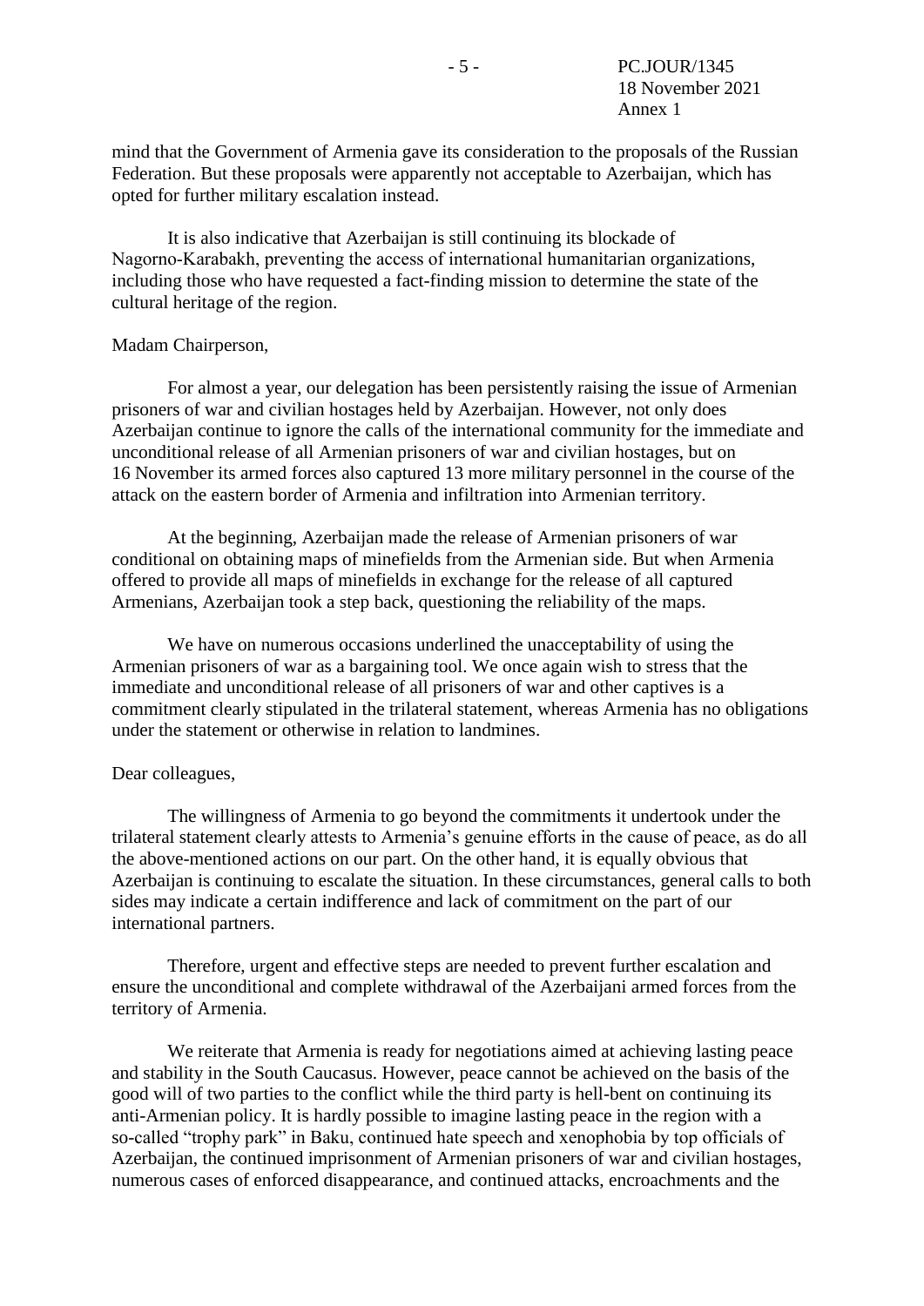mind that the Government of Armenia gave its consideration to the proposals of the Russian Federation. But these proposals were apparently not acceptable to Azerbaijan, which has opted for further military escalation instead.

It is also indicative that Azerbaijan is still continuing its blockade of Nagorno-Karabakh, preventing the access of international humanitarian organizations, including those who have requested a fact-finding mission to determine the state of the cultural heritage of the region.

Madam Chairperson,

For almost a year, our delegation has been persistently raising the issue of Armenian prisoners of war and civilian hostages held by Azerbaijan. However, not only does Azerbaijan continue to ignore the calls of the international community for the immediate and unconditional release of all Armenian prisoners of war and civilian hostages, but on 16 November its armed forces also captured 13 more military personnel in the course of the attack on the eastern border of Armenia and infiltration into Armenian territory.

At the beginning, Azerbaijan made the release of Armenian prisoners of war conditional on obtaining maps of minefields from the Armenian side. But when Armenia offered to provide all maps of minefields in exchange for the release of all captured Armenians, Azerbaijan took a step back, questioning the reliability of the maps.

We have on numerous occasions underlined the unacceptability of using the Armenian prisoners of war as a bargaining tool. We once again wish to stress that the immediate and unconditional release of all prisoners of war and other captives is a commitment clearly stipulated in the trilateral statement, whereas Armenia has no obligations under the statement or otherwise in relation to landmines.

Dear colleagues,

The willingness of Armenia to go beyond the commitments it undertook under the trilateral statement clearly attests to Armenia's genuine efforts in the cause of peace, as do all the above-mentioned actions on our part. On the other hand, it is equally obvious that Azerbaijan is continuing to escalate the situation. In these circumstances, general calls to both sides may indicate a certain indifference and lack of commitment on the part of our international partners.

Therefore, urgent and effective steps are needed to prevent further escalation and ensure the unconditional and complete withdrawal of the Azerbaijani armed forces from the territory of Armenia.

We reiterate that Armenia is ready for negotiations aimed at achieving lasting peace and stability in the South Caucasus. However, peace cannot be achieved on the basis of the good will of two parties to the conflict while the third party is hell-bent on continuing its anti-Armenian policy. It is hardly possible to imagine lasting peace in the region with a so-called "trophy park" in Baku, continued hate speech and xenophobia by top officials of Azerbaijan, the continued imprisonment of Armenian prisoners of war and civilian hostages, numerous cases of enforced disappearance, and continued attacks, encroachments and the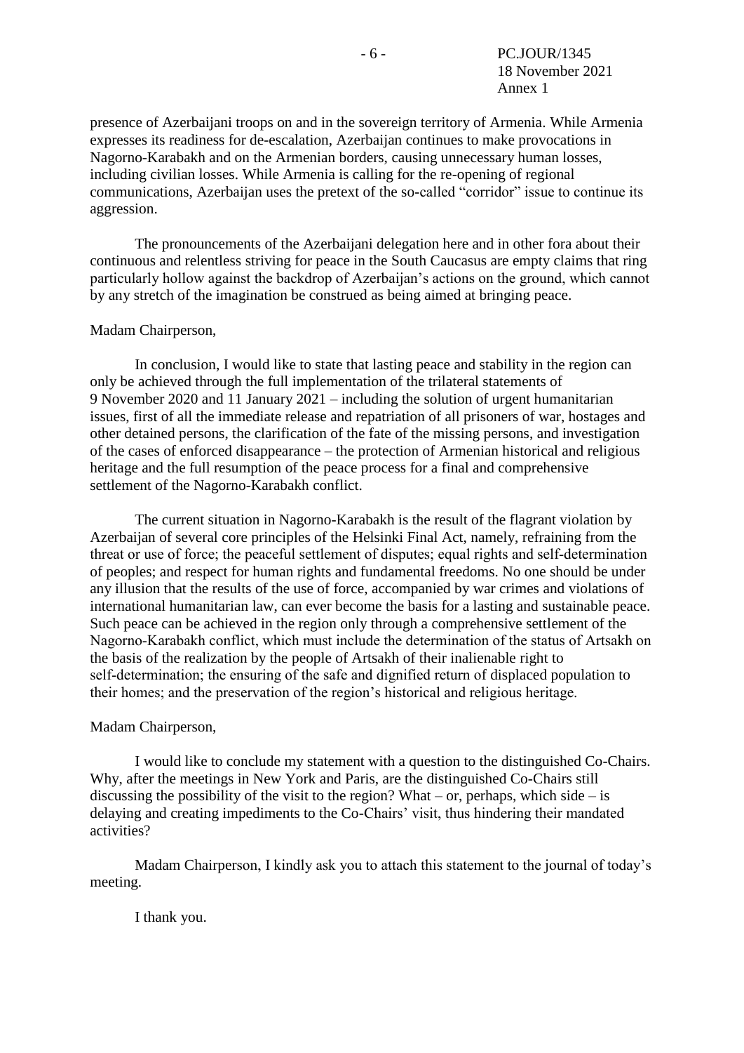presence of Azerbaijani troops on and in the sovereign territory of Armenia. While Armenia expresses its readiness for de-escalation, Azerbaijan continues to make provocations in Nagorno-Karabakh and on the Armenian borders, causing unnecessary human losses, including civilian losses. While Armenia is calling for the re-opening of regional communications, Azerbaijan uses the pretext of the so-called "corridor" issue to continue its aggression.

The pronouncements of the Azerbaijani delegation here and in other fora about their continuous and relentless striving for peace in the South Caucasus are empty claims that ring particularly hollow against the backdrop of Azerbaijan's actions on the ground, which cannot by any stretch of the imagination be construed as being aimed at bringing peace.

Madam Chairperson,

In conclusion, I would like to state that lasting peace and stability in the region can only be achieved through the full implementation of the trilateral statements of 9 November 2020 and 11 January 2021 – including the solution of urgent humanitarian issues, first of all the immediate release and repatriation of all prisoners of war, hostages and other detained persons, the clarification of the fate of the missing persons, and investigation of the cases of enforced disappearance – the protection of Armenian historical and religious heritage and the full resumption of the peace process for a final and comprehensive settlement of the Nagorno-Karabakh conflict.

The current situation in Nagorno-Karabakh is the result of the flagrant violation by Azerbaijan of several core principles of the Helsinki Final Act, namely, refraining from the threat or use of force; the peaceful settlement of disputes; equal rights and self-determination of peoples; and respect for human rights and fundamental freedoms. No one should be under any illusion that the results of the use of force, accompanied by war crimes and violations of international humanitarian law, can ever become the basis for a lasting and sustainable peace. Such peace can be achieved in the region only through a comprehensive settlement of the Nagorno-Karabakh conflict, which must include the determination of the status of Artsakh on the basis of the realization by the people of Artsakh of their inalienable right to self-determination; the ensuring of the safe and dignified return of displaced population to their homes; and the preservation of the region's historical and religious heritage.

Madam Chairperson,

I would like to conclude my statement with a question to the distinguished Co-Chairs. Why, after the meetings in New York and Paris, are the distinguished Co-Chairs still discussing the possibility of the visit to the region? What – or, perhaps, which side – is delaying and creating impediments to the Co-Chairs' visit, thus hindering their mandated activities?

Madam Chairperson, I kindly ask you to attach this statement to the journal of today's meeting.

I thank you.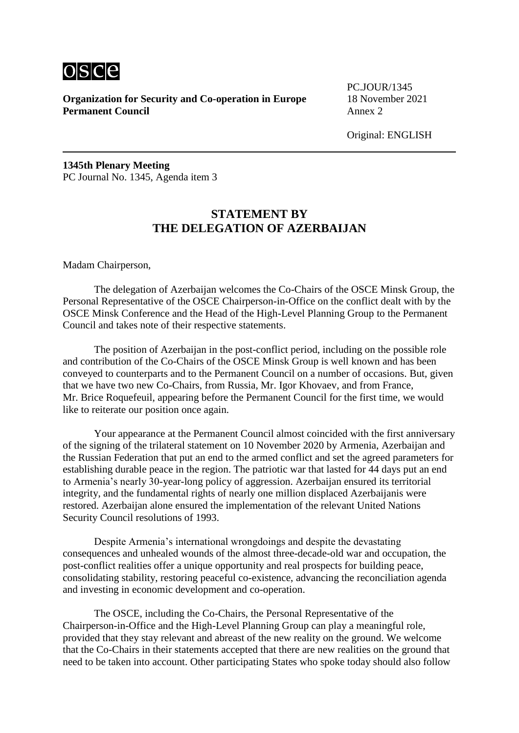**Organization for Security and Co-operation in Europe**
**Permanent Council**

PC.JOUR/1345
18 November 2021
Annex 2

Original: ENGLISH

---

**1345th Plenary Meeting**
PC Journal No. 1345, Agenda item 3

## STATEMENT BY THE DELEGATION OF AZERBAIJAN

Madam Chairperson,

The delegation of Azerbaijan welcomes the Co-Chairs of the OSCE Minsk Group, the Personal Representative of the OSCE Chairperson-in-Office on the conflict dealt with by the OSCE Minsk Conference and the Head of the High-Level Planning Group to the Permanent Council and takes note of their respective statements.

The position of Azerbaijan in the post-conflict period, including on the possible role and contribution of the Co-Chairs of the OSCE Minsk Group is well known and has been conveyed to counterparts and to the Permanent Council on a number of occasions. But, given that we have two new Co-Chairs, from Russia, Mr. Igor Khovaev, and from France, Mr. Brice Roquefeuil, appearing before the Permanent Council for the first time, we would like to reiterate our position once again.

Your appearance at the Permanent Council almost coincided with the first anniversary of the signing of the trilateral statement on 10 November 2020 by Armenia, Azerbaijan and the Russian Federation that put an end to the armed conflict and set the agreed parameters for establishing durable peace in the region. The patriotic war that lasted for 44 days put an end to Armenia's nearly 30-year-long policy of aggression. Azerbaijan ensured its territorial integrity, and the fundamental rights of nearly one million displaced Azerbaijanis were restored. Azerbaijan alone ensured the implementation of the relevant United Nations Security Council resolutions of 1993.

Despite Armenia's international wrongdoings and despite the devastating consequences and unhealed wounds of the almost three-decade-old war and occupation, the post-conflict realities offer a unique opportunity and real prospects for building peace, consolidating stability, restoring peaceful co-existence, advancing the reconciliation agenda and investing in economic development and co-operation.

The OSCE, including the Co-Chairs, the Personal Representative of the Chairperson-in-Office and the High-Level Planning Group can play a meaningful role, provided that they stay relevant and abreast of the new reality on the ground. We welcome that the Co-Chairs in their statements accepted that there are new realities on the ground that need to be taken into account. Other participating States who spoke today should also follow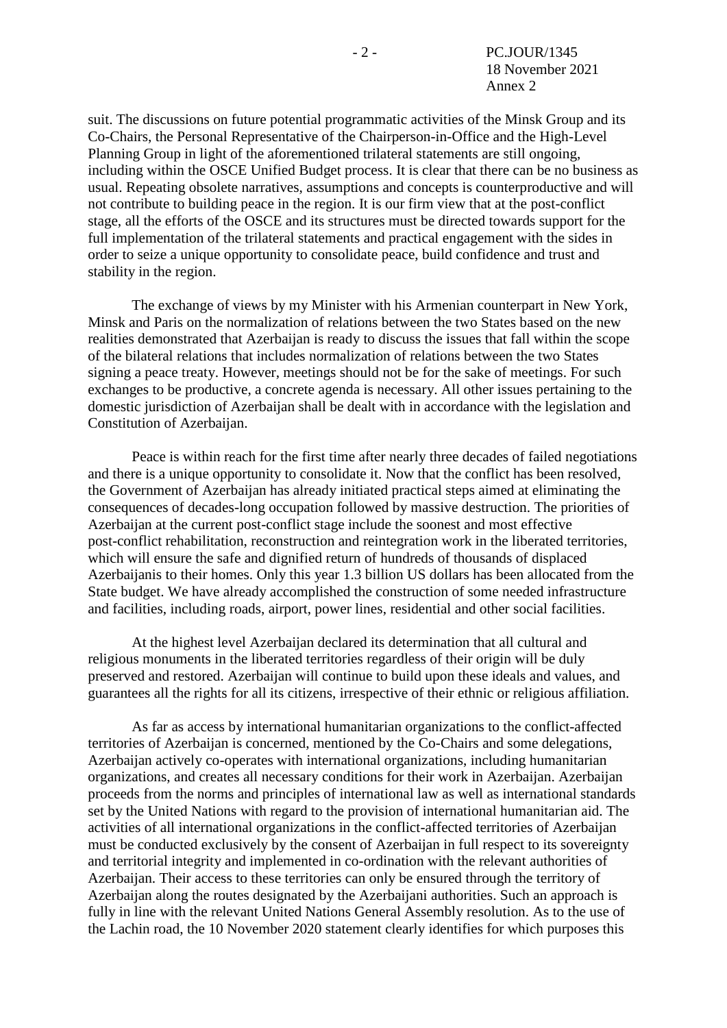suit. The discussions on future potential programmatic activities of the Minsk Group and its Co-Chairs, the Personal Representative of the Chairperson-in-Office and the High-Level Planning Group in light of the aforementioned trilateral statements are still ongoing, including within the OSCE Unified Budget process. It is clear that there can be no business as usual. Repeating obsolete narratives, assumptions and concepts is counterproductive and will not contribute to building peace in the region. It is our firm view that at the post-conflict stage, all the efforts of the OSCE and its structures must be directed towards support for the full implementation of the trilateral statements and practical engagement with the sides in order to seize a unique opportunity to consolidate peace, build confidence and trust and stability in the region.

The exchange of views by my Minister with his Armenian counterpart in New York, Minsk and Paris on the normalization of relations between the two States based on the new realities demonstrated that Azerbaijan is ready to discuss the issues that fall within the scope of the bilateral relations that includes normalization of relations between the two States signing a peace treaty. However, meetings should not be for the sake of meetings. For such exchanges to be productive, a concrete agenda is necessary. All other issues pertaining to the domestic jurisdiction of Azerbaijan shall be dealt with in accordance with the legislation and Constitution of Azerbaijan.

Peace is within reach for the first time after nearly three decades of failed negotiations and there is a unique opportunity to consolidate it. Now that the conflict has been resolved, the Government of Azerbaijan has already initiated practical steps aimed at eliminating the consequences of decades-long occupation followed by massive destruction. The priorities of Azerbaijan at the current post-conflict stage include the soonest and most effective post-conflict rehabilitation, reconstruction and reintegration work in the liberated territories, which will ensure the safe and dignified return of hundreds of thousands of displaced Azerbaijanis to their homes. Only this year 1.3 billion US dollars has been allocated from the State budget. We have already accomplished the construction of some needed infrastructure and facilities, including roads, airport, power lines, residential and other social facilities.

At the highest level Azerbaijan declared its determination that all cultural and religious monuments in the liberated territories regardless of their origin will be duly preserved and restored. Azerbaijan will continue to build upon these ideals and values, and guarantees all the rights for all its citizens, irrespective of their ethnic or religious affiliation.

As far as access by international humanitarian organizations to the conflict-affected territories of Azerbaijan is concerned, mentioned by the Co-Chairs and some delegations, Azerbaijan actively co-operates with international organizations, including humanitarian organizations, and creates all necessary conditions for their work in Azerbaijan. Azerbaijan proceeds from the norms and principles of international law as well as international standards set by the United Nations with regard to the provision of international humanitarian aid. The activities of all international organizations in the conflict-affected territories of Azerbaijan must be conducted exclusively by the consent of Azerbaijan in full respect to its sovereignty and territorial integrity and implemented in co-ordination with the relevant authorities of Azerbaijan. Their access to these territories can only be ensured through the territory of Azerbaijan along the routes designated by the Azerbaijani authorities. Such an approach is fully in line with the relevant United Nations General Assembly resolution. As to the use of the Lachin road, the 10 November 2020 statement clearly identifies for which purposes this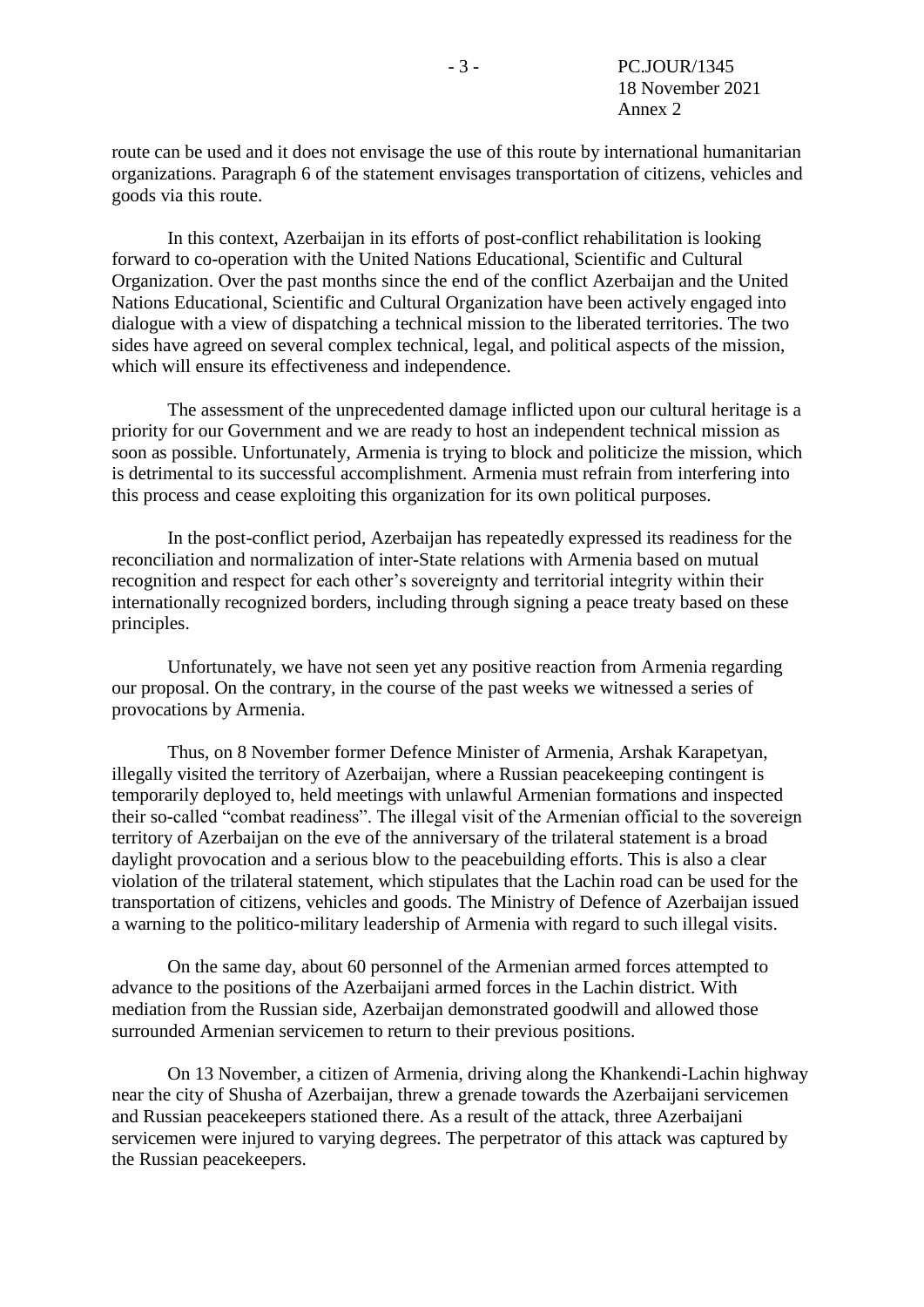route can be used and it does not envisage the use of this route by international humanitarian organizations. Paragraph 6 of the statement envisages transportation of citizens, vehicles and goods via this route.

In this context, Azerbaijan in its efforts of post-conflict rehabilitation is looking forward to co-operation with the United Nations Educational, Scientific and Cultural Organization. Over the past months since the end of the conflict Azerbaijan and the United Nations Educational, Scientific and Cultural Organization have been actively engaged into dialogue with a view of dispatching a technical mission to the liberated territories. The two sides have agreed on several complex technical, legal, and political aspects of the mission, which will ensure its effectiveness and independence.

The assessment of the unprecedented damage inflicted upon our cultural heritage is a priority for our Government and we are ready to host an independent technical mission as soon as possible. Unfortunately, Armenia is trying to block and politicize the mission, which is detrimental to its successful accomplishment. Armenia must refrain from interfering into this process and cease exploiting this organization for its own political purposes.

In the post-conflict period, Azerbaijan has repeatedly expressed its readiness for the reconciliation and normalization of inter-State relations with Armenia based on mutual recognition and respect for each other's sovereignty and territorial integrity within their internationally recognized borders, including through signing a peace treaty based on these principles.

Unfortunately, we have not seen yet any positive reaction from Armenia regarding our proposal. On the contrary, in the course of the past weeks we witnessed a series of provocations by Armenia.

Thus, on 8 November former Defence Minister of Armenia, Arshak Karapetyan, illegally visited the territory of Azerbaijan, where a Russian peacekeeping contingent is temporarily deployed to, held meetings with unlawful Armenian formations and inspected their so-called "combat readiness". The illegal visit of the Armenian official to the sovereign territory of Azerbaijan on the eve of the anniversary of the trilateral statement is a broad daylight provocation and a serious blow to the peacebuilding efforts. This is also a clear violation of the trilateral statement, which stipulates that the Lachin road can be used for the transportation of citizens, vehicles and goods. The Ministry of Defence of Azerbaijan issued a warning to the politico-military leadership of Armenia with regard to such illegal visits.

On the same day, about 60 personnel of the Armenian armed forces attempted to advance to the positions of the Azerbaijani armed forces in the Lachin district. With mediation from the Russian side, Azerbaijan demonstrated goodwill and allowed those surrounded Armenian servicemen to return to their previous positions.

On 13 November, a citizen of Armenia, driving along the Khankendi-Lachin highway near the city of Shusha of Azerbaijan, threw a grenade towards the Azerbaijani servicemen and Russian peacekeepers stationed there. As a result of the attack, three Azerbaijani servicemen were injured to varying degrees. The perpetrator of this attack was captured by the Russian peacekeepers.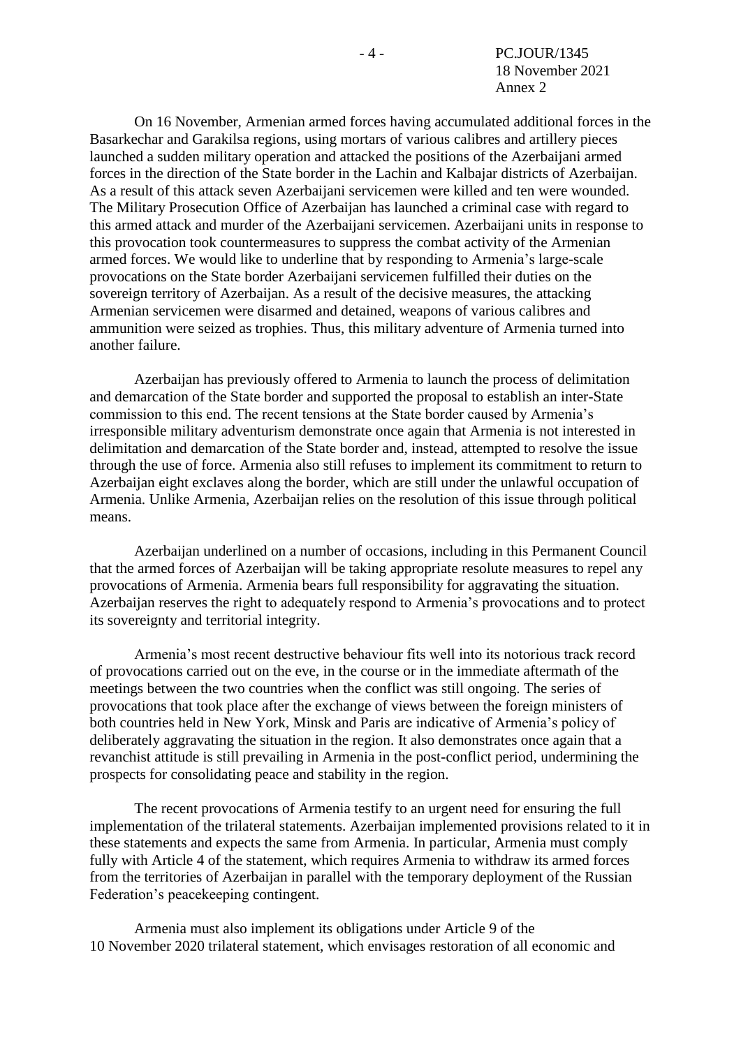On 16 November, Armenian armed forces having accumulated additional forces in the Basarkechar and Garakilsa regions, using mortars of various calibres and artillery pieces launched a sudden military operation and attacked the positions of the Azerbaijani armed forces in the direction of the State border in the Lachin and Kalbajar districts of Azerbaijan. As a result of this attack seven Azerbaijani servicemen were killed and ten were wounded. The Military Prosecution Office of Azerbaijan has launched a criminal case with regard to this armed attack and murder of the Azerbaijani servicemen. Azerbaijani units in response to this provocation took countermeasures to suppress the combat activity of the Armenian armed forces. We would like to underline that by responding to Armenia's large-scale provocations on the State border Azerbaijani servicemen fulfilled their duties on the sovereign territory of Azerbaijan. As a result of the decisive measures, the attacking Armenian servicemen were disarmed and detained, weapons of various calibres and ammunition were seized as trophies. Thus, this military adventure of Armenia turned into another failure.

Azerbaijan has previously offered to Armenia to launch the process of delimitation and demarcation of the State border and supported the proposal to establish an inter-State commission to this end. The recent tensions at the State border caused by Armenia's irresponsible military adventurism demonstrate once again that Armenia is not interested in delimitation and demarcation of the State border and, instead, attempted to resolve the issue through the use of force. Armenia also still refuses to implement its commitment to return to Azerbaijan eight exclaves along the border, which are still under the unlawful occupation of Armenia. Unlike Armenia, Azerbaijan relies on the resolution of this issue through political means.

Azerbaijan underlined on a number of occasions, including in this Permanent Council that the armed forces of Azerbaijan will be taking appropriate resolute measures to repel any provocations of Armenia. Armenia bears full responsibility for aggravating the situation. Azerbaijan reserves the right to adequately respond to Armenia's provocations and to protect its sovereignty and territorial integrity.

Armenia's most recent destructive behaviour fits well into its notorious track record of provocations carried out on the eve, in the course or in the immediate aftermath of the meetings between the two countries when the conflict was still ongoing. The series of provocations that took place after the exchange of views between the foreign ministers of both countries held in New York, Minsk and Paris are indicative of Armenia's policy of deliberately aggravating the situation in the region. It also demonstrates once again that a revanchist attitude is still prevailing in Armenia in the post-conflict period, undermining the prospects for consolidating peace and stability in the region.

The recent provocations of Armenia testify to an urgent need for ensuring the full implementation of the trilateral statements. Azerbaijan implemented provisions related to it in these statements and expects the same from Armenia. In particular, Armenia must comply fully with Article 4 of the statement, which requires Armenia to withdraw its armed forces from the territories of Azerbaijan in parallel with the temporary deployment of the Russian Federation's peacekeeping contingent.

Armenia must also implement its obligations under Article 9 of the 10 November 2020 trilateral statement, which envisages restoration of all economic and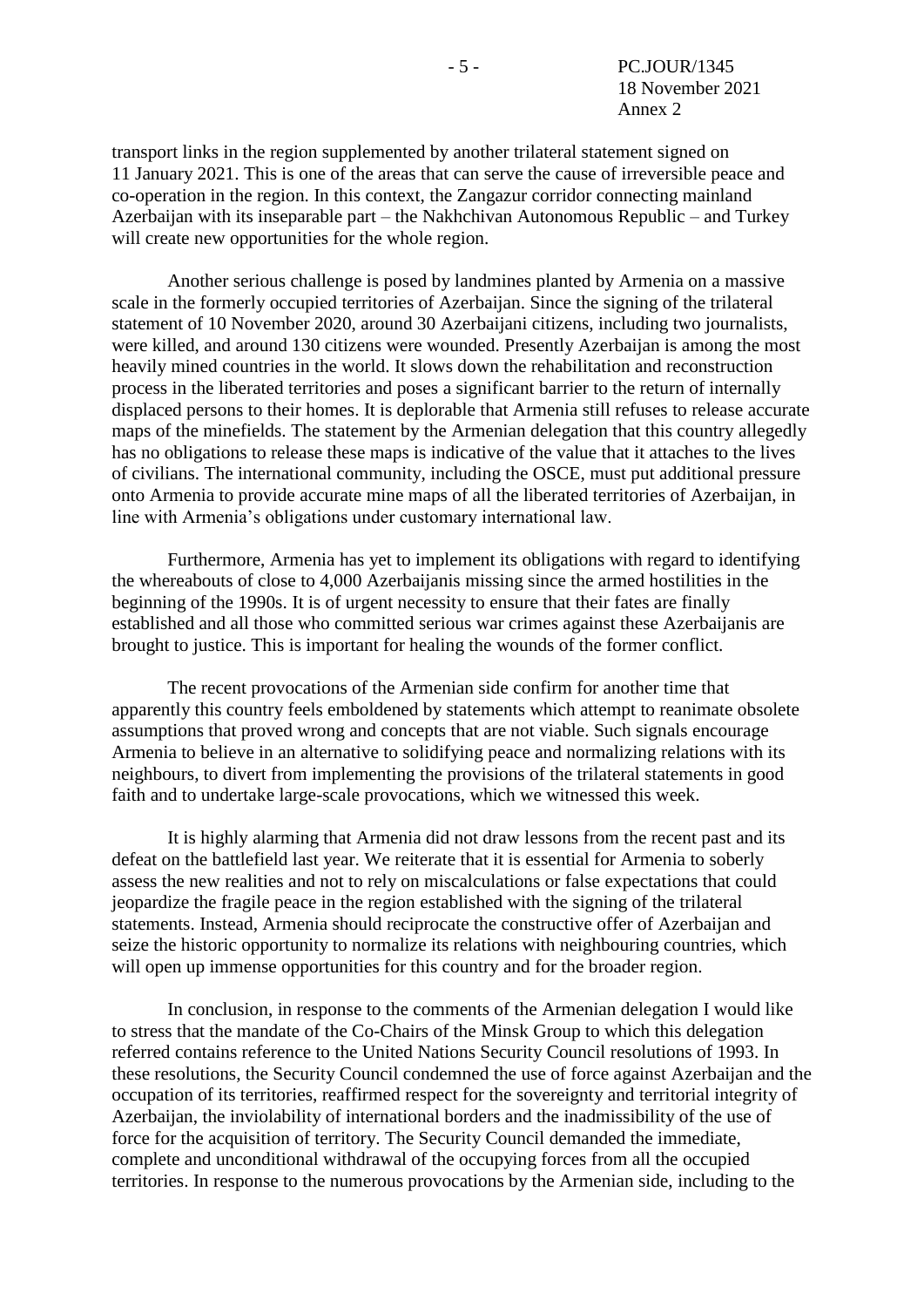transport links in the region supplemented by another trilateral statement signed on 11 January 2021. This is one of the areas that can serve the cause of irreversible peace and co-operation in the region. In this context, the Zangazur corridor connecting mainland Azerbaijan with its inseparable part – the Nakhchivan Autonomous Republic – and Turkey will create new opportunities for the whole region.

Another serious challenge is posed by landmines planted by Armenia on a massive scale in the formerly occupied territories of Azerbaijan. Since the signing of the trilateral statement of 10 November 2020, around 30 Azerbaijani citizens, including two journalists, were killed, and around 130 citizens were wounded. Presently Azerbaijan is among the most heavily mined countries in the world. It slows down the rehabilitation and reconstruction process in the liberated territories and poses a significant barrier to the return of internally displaced persons to their homes. It is deplorable that Armenia still refuses to release accurate maps of the minefields. The statement by the Armenian delegation that this country allegedly has no obligations to release these maps is indicative of the value that it attaches to the lives of civilians. The international community, including the OSCE, must put additional pressure onto Armenia to provide accurate mine maps of all the liberated territories of Azerbaijan, in line with Armenia's obligations under customary international law.

Furthermore, Armenia has yet to implement its obligations with regard to identifying the whereabouts of close to 4,000 Azerbaijanis missing since the armed hostilities in the beginning of the 1990s. It is of urgent necessity to ensure that their fates are finally established and all those who committed serious war crimes against these Azerbaijanis are brought to justice. This is important for healing the wounds of the former conflict.

The recent provocations of the Armenian side confirm for another time that apparently this country feels emboldened by statements which attempt to reanimate obsolete assumptions that proved wrong and concepts that are not viable. Such signals encourage Armenia to believe in an alternative to solidifying peace and normalizing relations with its neighbours, to divert from implementing the provisions of the trilateral statements in good faith and to undertake large-scale provocations, which we witnessed this week.

It is highly alarming that Armenia did not draw lessons from the recent past and its defeat on the battlefield last year. We reiterate that it is essential for Armenia to soberly assess the new realities and not to rely on miscalculations or false expectations that could jeopardize the fragile peace in the region established with the signing of the trilateral statements. Instead, Armenia should reciprocate the constructive offer of Azerbaijan and seize the historic opportunity to normalize its relations with neighbouring countries, which will open up immense opportunities for this country and for the broader region.

In conclusion, in response to the comments of the Armenian delegation I would like to stress that the mandate of the Co-Chairs of the Minsk Group to which this delegation referred contains reference to the United Nations Security Council resolutions of 1993. In these resolutions, the Security Council condemned the use of force against Azerbaijan and the occupation of its territories, reaffirmed respect for the sovereignty and territorial integrity of Azerbaijan, the inviolability of international borders and the inadmissibility of the use of force for the acquisition of territory. The Security Council demanded the immediate, complete and unconditional withdrawal of the occupying forces from all the occupied territories. In response to the numerous provocations by the Armenian side, including to the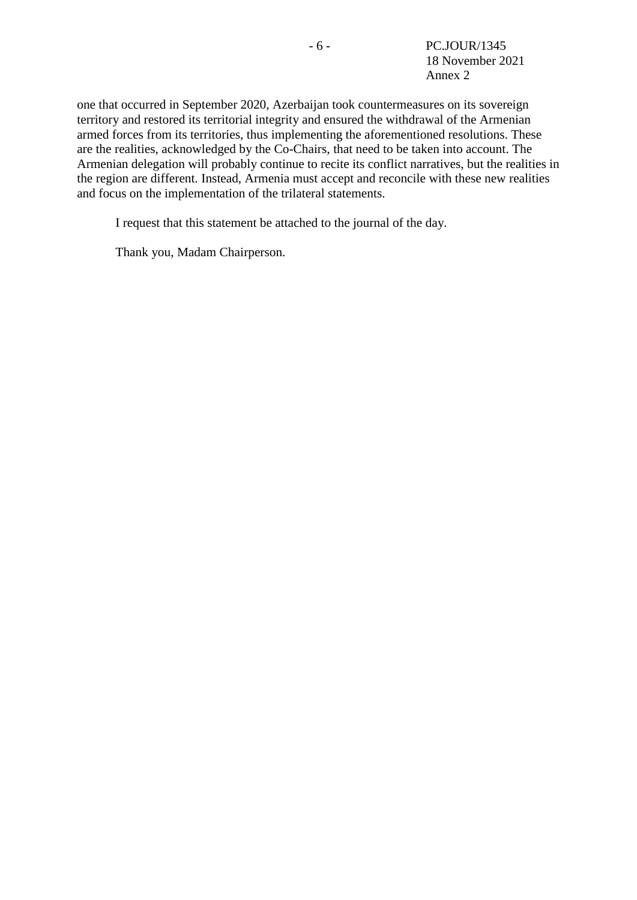one that occurred in September 2020, Azerbaijan took countermeasures on its sovereign territory and restored its territorial integrity and ensured the withdrawal of the Armenian armed forces from its territories, thus implementing the aforementioned resolutions. These are the realities, acknowledged by the Co-Chairs, that need to be taken into account. The Armenian delegation will probably continue to recite its conflict narratives, but the realities in the region are different. Instead, Armenia must accept and reconcile with these new realities and focus on the implementation of the trilateral statements.

I request that this statement be attached to the journal of the day.

Thank you, Madam Chairperson.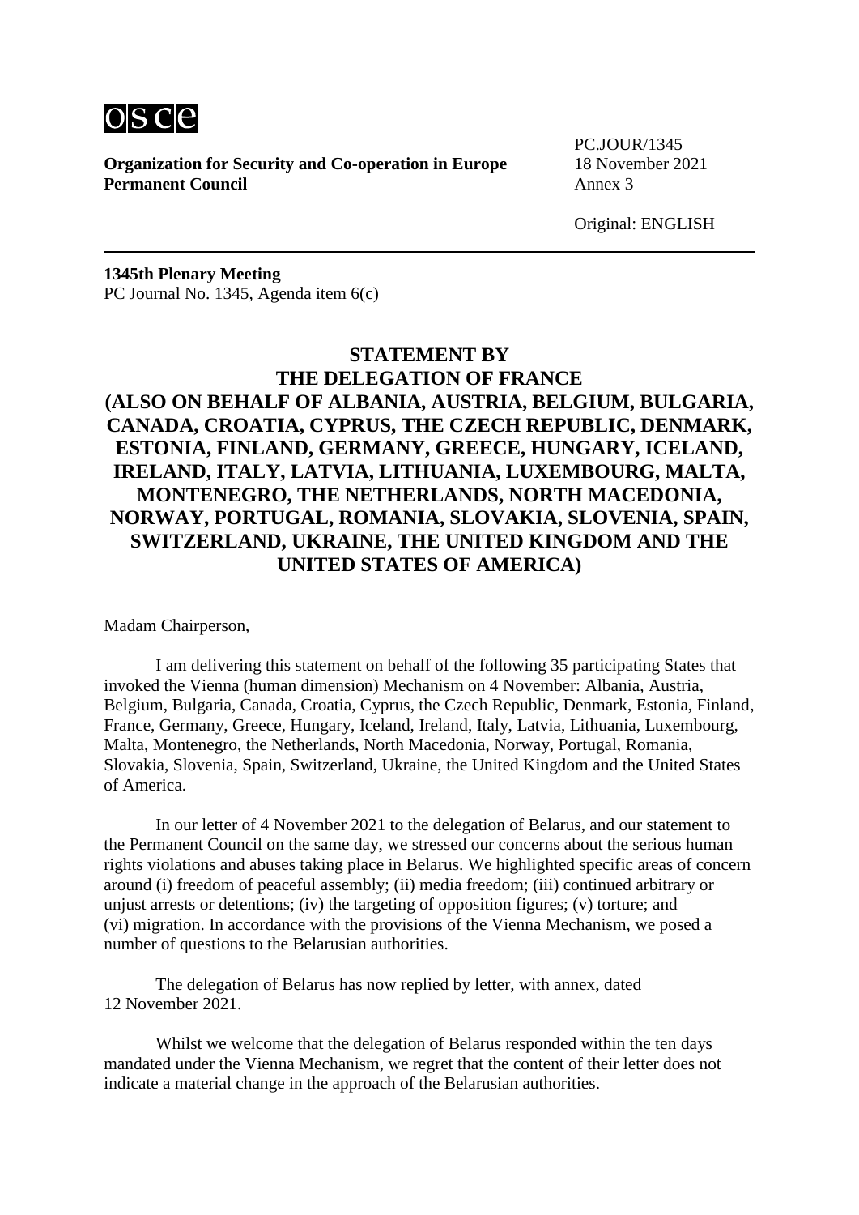osce

**Organization for Security and Co-operation in Europe**
**Permanent Council**

PC.JOUR/1345
18 November 2021
Annex 3

Original: ENGLISH

**1345th Plenary Meeting**
PC Journal No. 1345, Agenda item 6(c)

## STATEMENT BY THE DELEGATION OF FRANCE (ALSO ON BEHALF OF ALBANIA, AUSTRIA, BELGIUM, BULGARIA, CANADA, CROATIA, CYPRUS, THE CZECH REPUBLIC, DENMARK, ESTONIA, FINLAND, GERMANY, GREECE, HUNGARY, ICELAND, IRELAND, ITALY, LATVIA, LITHUANIA, LUXEMBOURG, MALTA, MONTENEGRO, THE NETHERLANDS, NORTH MACEDONIA, NORWAY, PORTUGAL, ROMANIA, SLOVAKIA, SLOVENIA, SPAIN, SWITZERLAND, UKRAINE, THE UNITED KINGDOM AND THE UNITED STATES OF AMERICA)

Madam Chairperson,

I am delivering this statement on behalf of the following 35 participating States that invoked the Vienna (human dimension) Mechanism on 4 November: Albania, Austria, Belgium, Bulgaria, Canada, Croatia, Cyprus, the Czech Republic, Denmark, Estonia, Finland, France, Germany, Greece, Hungary, Iceland, Ireland, Italy, Latvia, Lithuania, Luxembourg, Malta, Montenegro, the Netherlands, North Macedonia, Norway, Portugal, Romania, Slovakia, Slovenia, Spain, Switzerland, Ukraine, the United Kingdom and the United States of America.

In our letter of 4 November 2021 to the delegation of Belarus, and our statement to the Permanent Council on the same day, we stressed our concerns about the serious human rights violations and abuses taking place in Belarus. We highlighted specific areas of concern around (i) freedom of peaceful assembly; (ii) media freedom; (iii) continued arbitrary or unjust arrests or detentions; (iv) the targeting of opposition figures; (v) torture; and (vi) migration. In accordance with the provisions of the Vienna Mechanism, we posed a number of questions to the Belarusian authorities.

The delegation of Belarus has now replied by letter, with annex, dated 12 November 2021.

Whilst we welcome that the delegation of Belarus responded within the ten days mandated under the Vienna Mechanism, we regret that the content of their letter does not indicate a material change in the approach of the Belarusian authorities.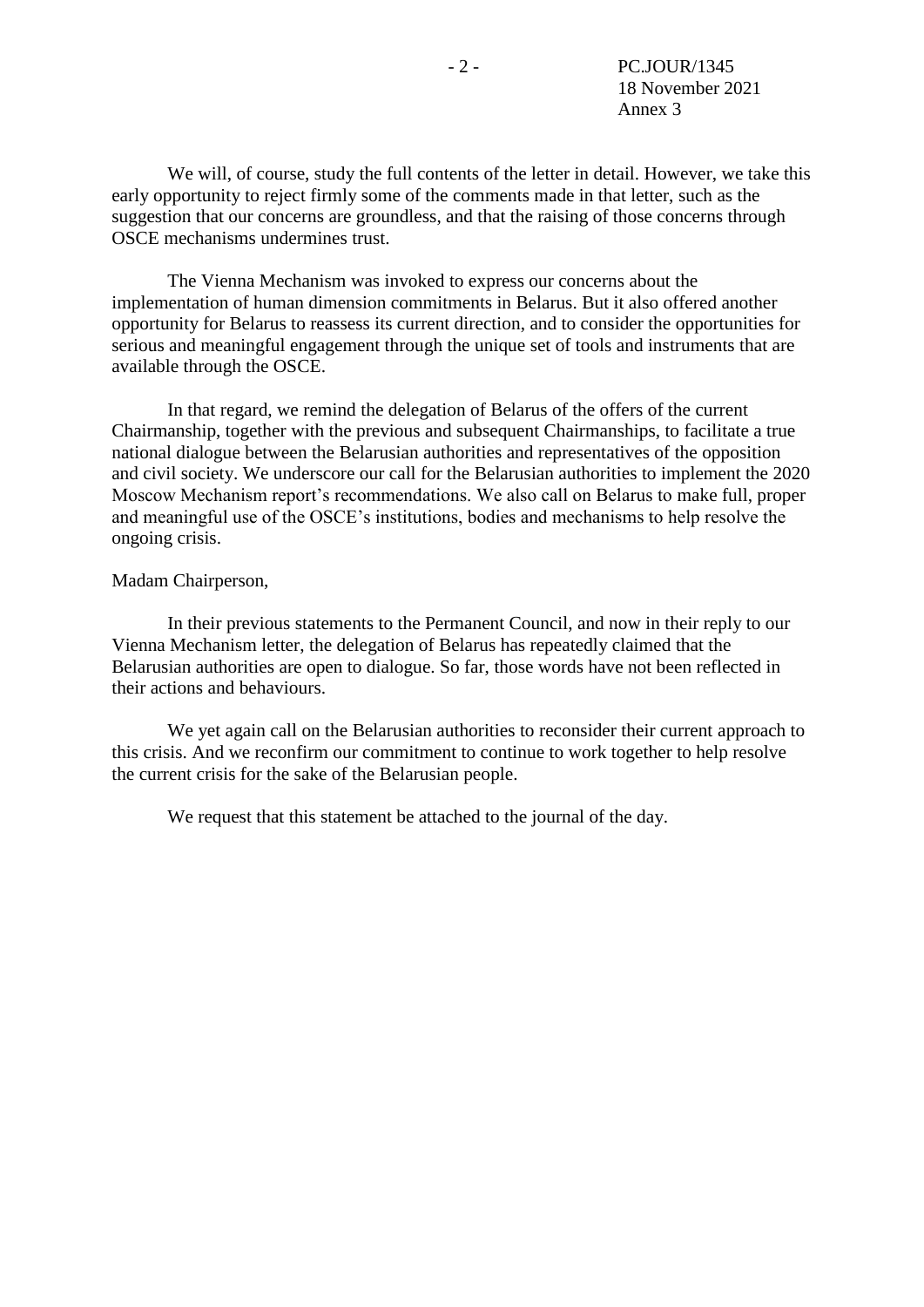We will, of course, study the full contents of the letter in detail. However, we take this early opportunity to reject firmly some of the comments made in that letter, such as the suggestion that our concerns are groundless, and that the raising of those concerns through OSCE mechanisms undermines trust.

The Vienna Mechanism was invoked to express our concerns about the implementation of human dimension commitments in Belarus. But it also offered another opportunity for Belarus to reassess its current direction, and to consider the opportunities for serious and meaningful engagement through the unique set of tools and instruments that are available through the OSCE.

In that regard, we remind the delegation of Belarus of the offers of the current Chairmanship, together with the previous and subsequent Chairmanships, to facilitate a true national dialogue between the Belarusian authorities and representatives of the opposition and civil society. We underscore our call for the Belarusian authorities to implement the 2020 Moscow Mechanism report's recommendations. We also call on Belarus to make full, proper and meaningful use of the OSCE's institutions, bodies and mechanisms to help resolve the ongoing crisis.

Madam Chairperson,

In their previous statements to the Permanent Council, and now in their reply to our Vienna Mechanism letter, the delegation of Belarus has repeatedly claimed that the Belarusian authorities are open to dialogue. So far, those words have not been reflected in their actions and behaviours.

We yet again call on the Belarusian authorities to reconsider their current approach to this crisis. And we reconfirm our commitment to continue to work together to help resolve the current crisis for the sake of the Belarusian people.

We request that this statement be attached to the journal of the day.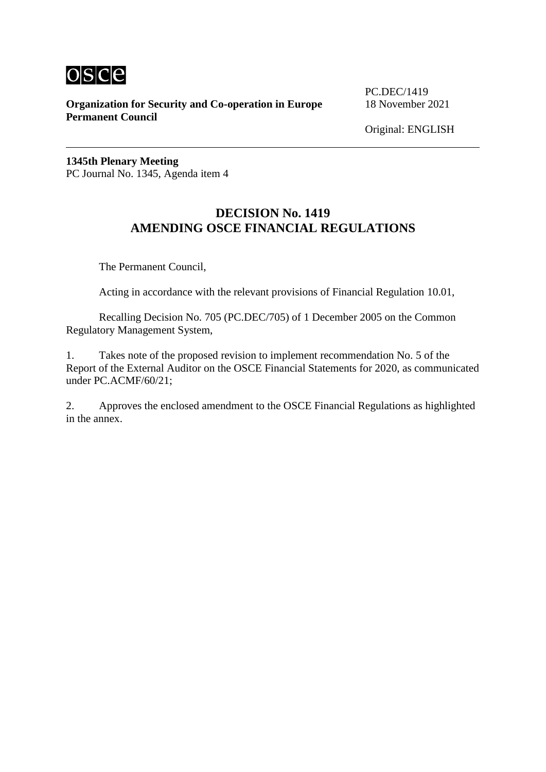**Organization for Security and Co-operation in Europe**
**Permanent Council**

PC.DEC/1419
18 November 2021

Original: ENGLISH

---

**1345th Plenary Meeting**
PC Journal No. 1345, Agenda item 4

## DECISION No. 1419
## AMENDING OSCE FINANCIAL REGULATIONS

The Permanent Council,

Acting in accordance with the relevant provisions of Financial Regulation 10.01,

Recalling Decision No. 705 (PC.DEC/705) of 1 December 2005 on the Common Regulatory Management System,

1. Takes note of the proposed revision to implement recommendation No. 5 of the Report of the External Auditor on the OSCE Financial Statements for 2020, as communicated under PC.ACMF/60/21;

2. Approves the enclosed amendment to the OSCE Financial Regulations as highlighted in the annex.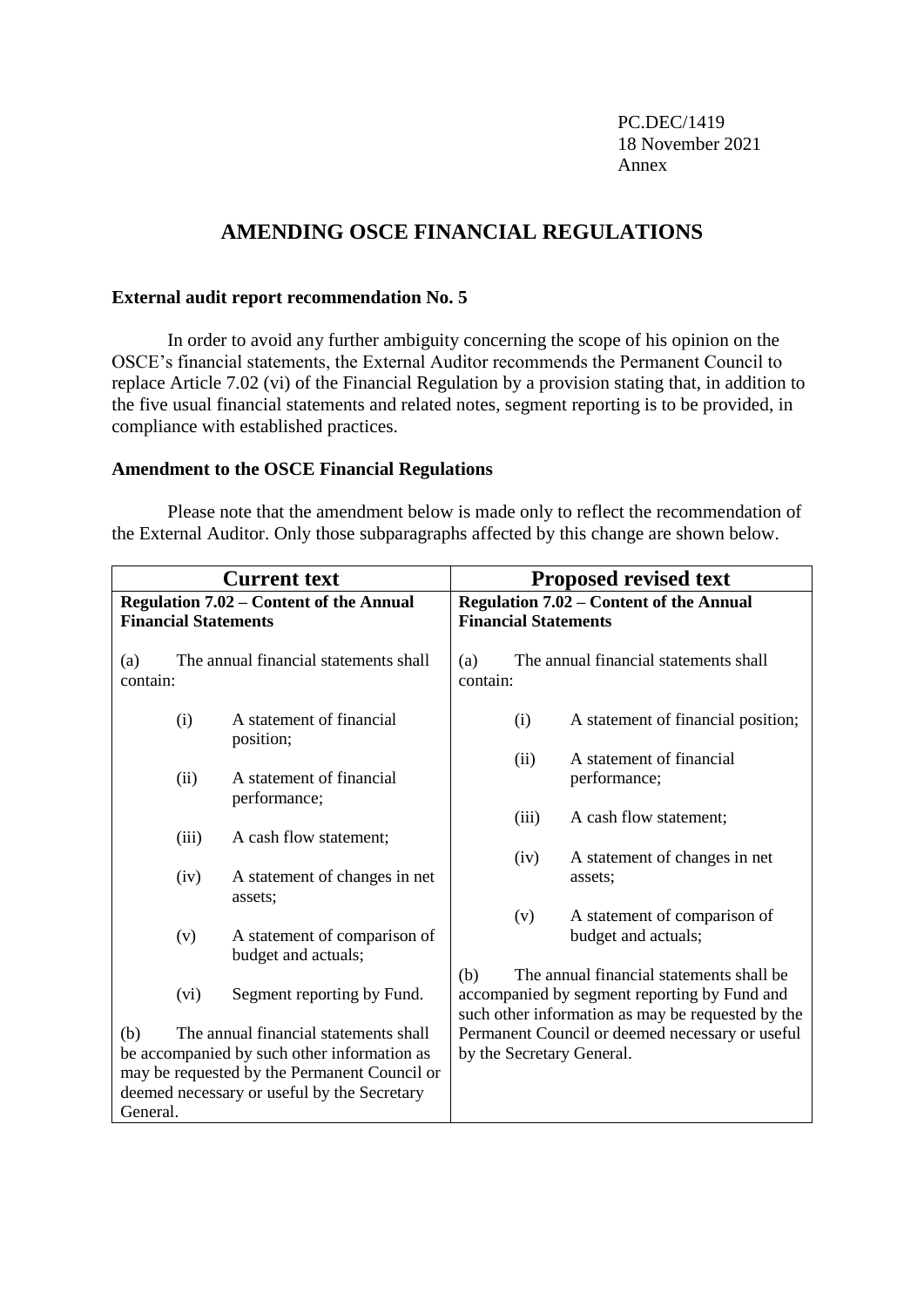PC.DEC/1419
18 November 2021
Annex

# AMENDING OSCE FINANCIAL REGULATIONS

### External audit report recommendation No. 5

In order to avoid any further ambiguity concerning the scope of his opinion on the OSCE's financial statements, the External Auditor recommends the Permanent Council to replace Article 7.02 (vi) of the Financial Regulation by a provision stating that, in addition to the five usual financial statements and related notes, segment reporting is to be provided, in compliance with established practices.

### Amendment to the OSCE Financial Regulations

Please note that the amendment below is made only to reflect the recommendation of the External Auditor. Only those subparagraphs affected by this change are shown below.

| Current text | Proposed revised text |
|---|---|
| **Regulation 7.02 – Content of the Annual Financial Statements** | **Regulation 7.02 – Content of the Annual Financial Statements** |
| (a) The annual financial statements shall contain: | (a) The annual financial statements shall contain: |
| (i) A statement of financial position; | (i) A statement of financial position; |
| (ii) A statement of financial performance; | (ii) A statement of financial performance; |
| (iii) A cash flow statement; | (iii) A cash flow statement; |
| (iv) A statement of changes in net assets; | (iv) A statement of changes in net assets; |
| (v) A statement of comparison of budget and actuals; | (v) A statement of comparison of budget and actuals; |
| (vi) Segment reporting by Fund. | (b) The annual financial statements shall be accompanied by segment reporting by Fund and such other information as may be requested by the Permanent Council or deemed necessary or useful by the Secretary General. |
| (b) The annual financial statements shall be accompanied by such other information as may be requested by the Permanent Council or deemed necessary or useful by the Secretary General. | |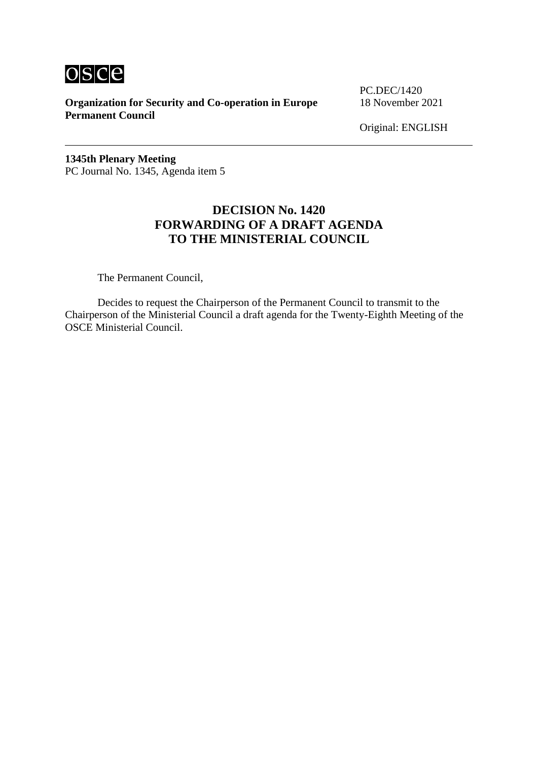osce

**Organization for Security and Co-operation in Europe**
**Permanent Council**

PC.DEC/1420
18 November 2021

Original: ENGLISH

---

**1345th Plenary Meeting**
PC Journal No. 1345, Agenda item 5

# DECISION No. 1420
# FORWARDING OF A DRAFT AGENDA
# TO THE MINISTERIAL COUNCIL

The Permanent Council,

Decides to request the Chairperson of the Permanent Council to transmit to the Chairperson of the Ministerial Council a draft agenda for the Twenty-Eighth Meeting of the OSCE Ministerial Council.